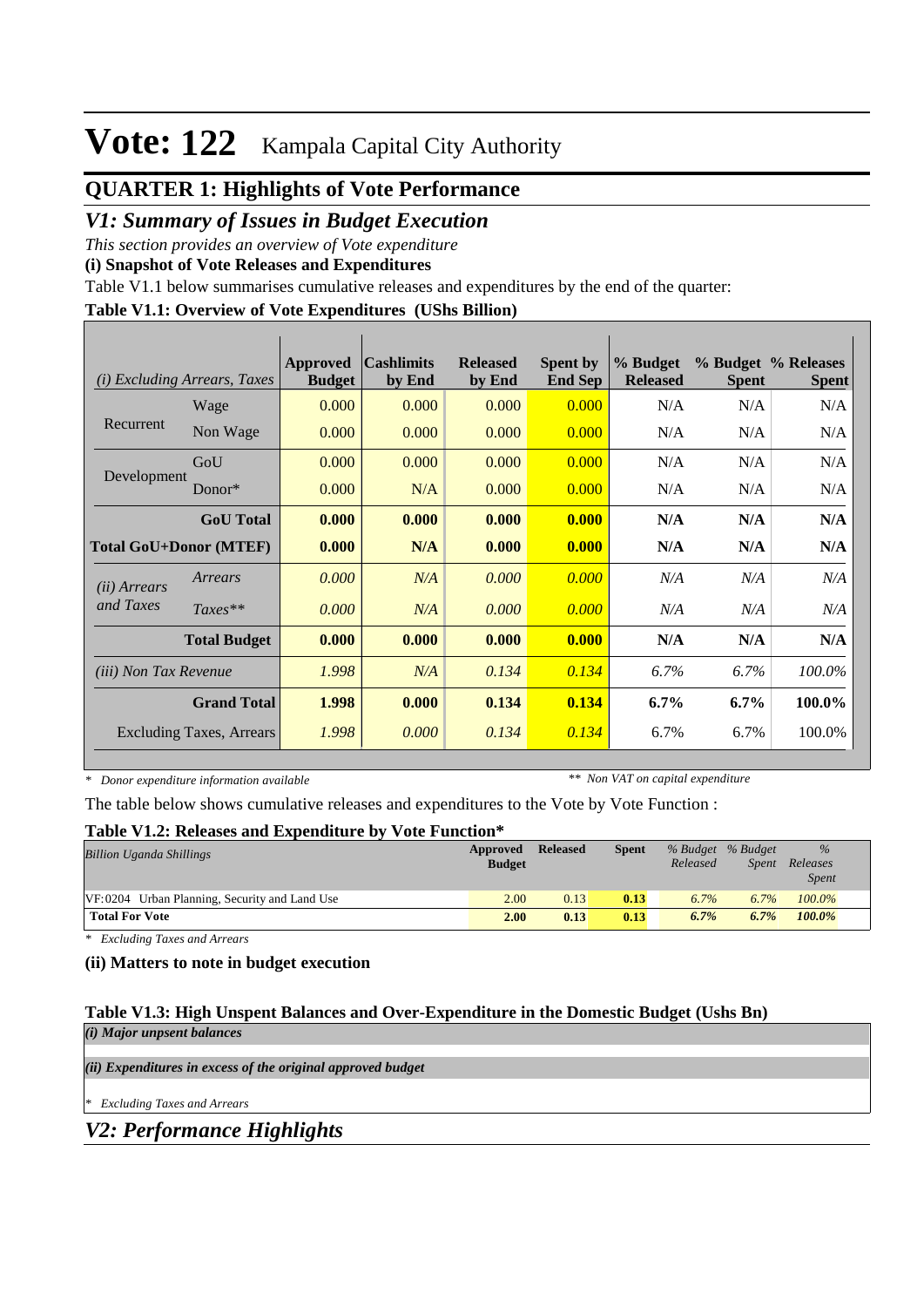# Vote: 122 Kampala Capital City Authority

## QUARTER 1: Highlights of Vote Performance

## *V1: Summary of Issues in Budget Execution*

*This section provides an overview of Vote expenditure*

**(i) Snapshot of Vote Releases and Expenditures**

Table V1.1 below summarises cumulative releases and expenditures by the end of the quarter:

**Table V1.1: Overview of Vote Expenditures (UShs Billion)**

| *(i) Excluding Arrears, Taxes* | | Approved Budget | Cashlimits by End | Released by End | Spent by End Sep | % Budget Released | % Budget Spent | % Releases Spent |
|---|---|---|---|---|---|---|---|---|
| Recurrent | Wage | 0.000 | 0.000 | 0.000 | 0.000 | N/A | N/A | N/A |
| | Non Wage | 0.000 | 0.000 | 0.000 | 0.000 | N/A | N/A | N/A |
| Development | GoU | 0.000 | 0.000 | 0.000 | 0.000 | N/A | N/A | N/A |
| | Donor* | 0.000 | N/A | 0.000 | 0.000 | N/A | N/A | N/A |
| | **GoU Total** | **0.000** | **0.000** | **0.000** | **0.000** | **N/A** | **N/A** | **N/A** |
| **Total GoU+Donor (MTEF)** | | **0.000** | **N/A** | **0.000** | **0.000** | **N/A** | **N/A** | **N/A** |
| *(ii) Arrears and Taxes* | *Arrears* | *0.000* | *N/A* | *0.000* | *0.000* | *N/A* | *N/A* | *N/A* |
| | *Taxes*** | *0.000* | *N/A* | *0.000* | *0.000* | *N/A* | *N/A* | *N/A* |
| | **Total Budget** | **0.000** | **0.000** | **0.000** | **0.000** | **N/A** | **N/A** | **N/A** |
| *(iii) Non Tax Revenue* | | *1.998* | *N/A* | *0.134* | *0.134* | *6.7%* | *6.7%* | *100.0%* |
| | **Grand Total** | **1.998** | **0.000** | **0.134** | **0.134** | **6.7%** | **6.7%** | **100.0%** |
| Excluding Taxes, Arrears | | *1.998* | *0.000* | *0.134* | *0.134* | 6.7% | 6.7% | 100.0% |

\* *Donor expenditure information available* ** *Non VAT on capital expenditure*

The table below shows cumulative releases and expenditures to the Vote by Vote Function :

**Table V1.2: Releases and Expenditure by Vote Function***

| *Billion Uganda Shillings* | Approved Budget | Released | Spent | *% Budget Released* | *% Budget Spent* | *% Releases Spent* |
|---|---|---|---|---|---|---|
| VF:0204 Urban Planning, Security and Land Use | 2.00 | 0.13 | **0.13** | *6.7%* | *6.7%* | *100.0%* |
| **Total For Vote** | **2.00** | **0.13** | **0.13** | ***6.7%*** | ***6.7%*** | ***100.0%*** |

\* *Excluding Taxes and Arrears*

**(ii) Matters to note in budget execution**

**Table V1.3: High Unspent Balances and Over-Expenditure in the Domestic Budget (Ushs Bn)**

***(i) Major unpsent balances***

***(ii) Expenditures in excess of the original approved budget***

\* *Excluding Taxes and Arrears*

## *V2: Performance Highlights*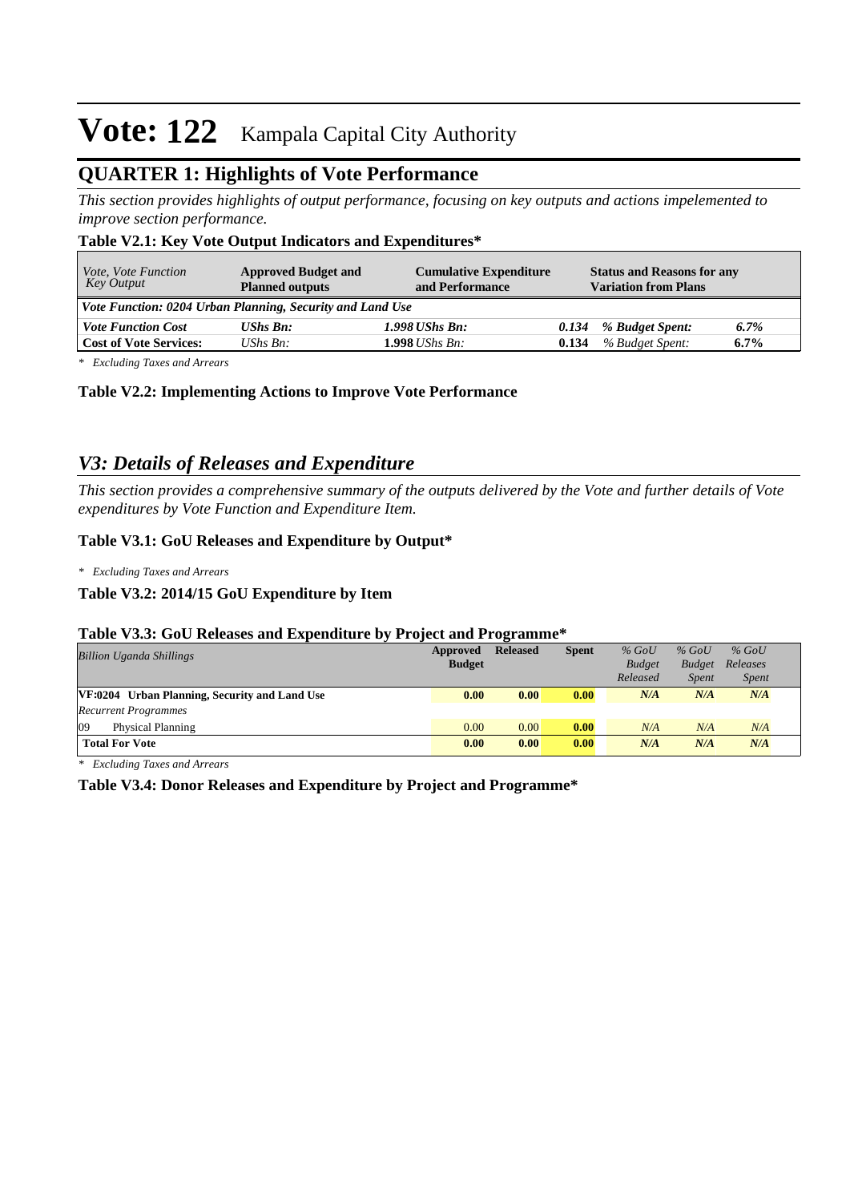# Vote: 122 Kampala Capital City Authority

## QUARTER 1: Highlights of Vote Performance

*This section provides highlights of output performance, focusing on key outputs and actions impelemented to improve section performance.*

### Table V2.1: Key Vote Output Indicators and Expenditures*

| *Vote, Vote Function Key Output* | **Approved Budget and Planned outputs** | **Cumulative Expenditure and Performance** | | **Status and Reasons for any Variation from Plans** | |
|---|---|---|---|---|---|
| ***Vote Function: 0204 Urban Planning, Security and Land Use*** | | | | | |
| ***Vote Function Cost*** | ***UShs Bn:*** | ***1.998 UShs Bn:*** | ***0.134*** | ***% Budget Spent:*** | ***6.7%*** |
| **Cost of Vote Services:** | *UShs Bn:* | **1.998** *UShs Bn:* | **0.134** | *% Budget Spent:* | **6.7%** |

*\* Excluding Taxes and Arrears*

### Table V2.2: Implementing Actions to Improve Vote Performance

## *V3: Details of Releases and Expenditure*

*This section provides a comprehensive summary of the outputs delivered by the Vote and further details of Vote expenditures by Vote Function and Expenditure Item.*

### Table V3.1: GoU Releases and Expenditure by Output*

*\* Excluding Taxes and Arrears*

### Table V3.2: 2014/15 GoU Expenditure by Item

### Table V3.3: GoU Releases and Expenditure by Project and Programme*

| *Billion Uganda Shillings* | **Approved Budget** | **Released** | **Spent** | *% GoU Budget Released* | *% GoU Budget Spent* | *% GoU Releases Spent* |
|---|---|---|---|---|---|---|
| **VF:0204 Urban Planning, Security and Land Use** | **0.00** | **0.00** | **0.00** | ***N/A*** | ***N/A*** | ***N/A*** |
| *Recurrent Programmes* | | | | | | |
| 09 Physical Planning | 0.00 | 0.00 | **0.00** | *N/A* | *N/A* | *N/A* |
| **Total For Vote** | **0.00** | **0.00** | **0.00** | ***N/A*** | ***N/A*** | ***N/A*** |

*\* Excluding Taxes and Arrears*

### Table V3.4: Donor Releases and Expenditure by Project and Programme*